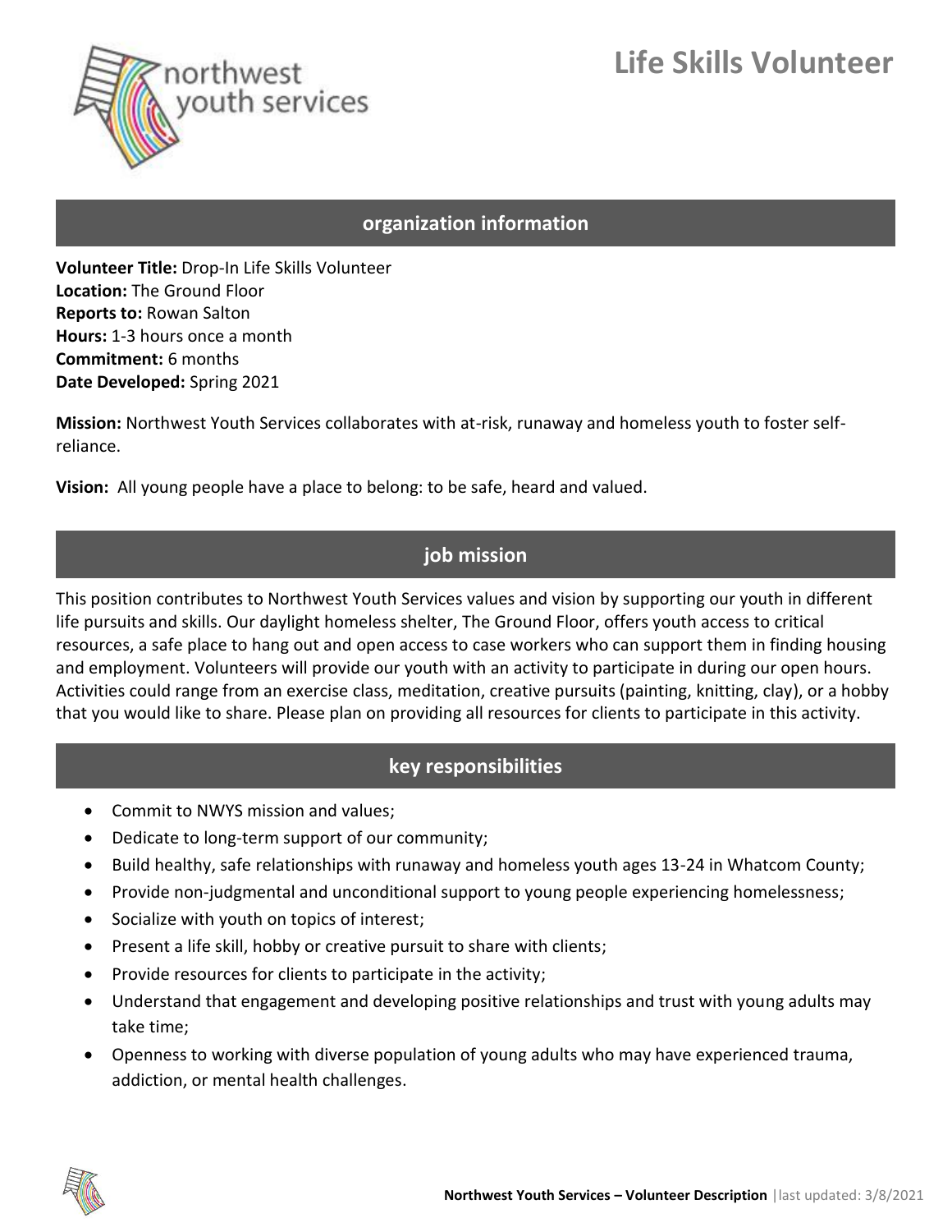# Life Skills Volunteer

northwest youth services

## organization information

**Volunteer Title:** Drop-In Life Skills Volunteer
**Location:** The Ground Floor
**Reports to:** Rowan Salton
**Hours:** 1-3 hours once a month
**Commitment:** 6 months
**Date Developed:** Spring 2021

**Mission:** Northwest Youth Services collaborates with at-risk, runaway and homeless youth to foster self-reliance.

**Vision:** All young people have a place to belong: to be safe, heard and valued.

## job mission

This position contributes to Northwest Youth Services values and vision by supporting our youth in different life pursuits and skills. Our daylight homeless shelter, The Ground Floor, offers youth access to critical resources, a safe place to hang out and open access to case workers who can support them in finding housing and employment. Volunteers will provide our youth with an activity to participate in during our open hours. Activities could range from an exercise class, meditation, creative pursuits (painting, knitting, clay), or a hobby that you would like to share. Please plan on providing all resources for clients to participate in this activity.

## key responsibilities

- Commit to NWYS mission and values;
- Dedicate to long-term support of our community;
- Build healthy, safe relationships with runaway and homeless youth ages 13-24 in Whatcom County;
- Provide non-judgmental and unconditional support to young people experiencing homelessness;
- Socialize with youth on topics of interest;
- Present a life skill, hobby or creative pursuit to share with clients;
- Provide resources for clients to participate in the activity;
- Understand that engagement and developing positive relationships and trust with young adults may take time;
- Openness to working with diverse population of young adults who may have experienced trauma, addiction, or mental health challenges.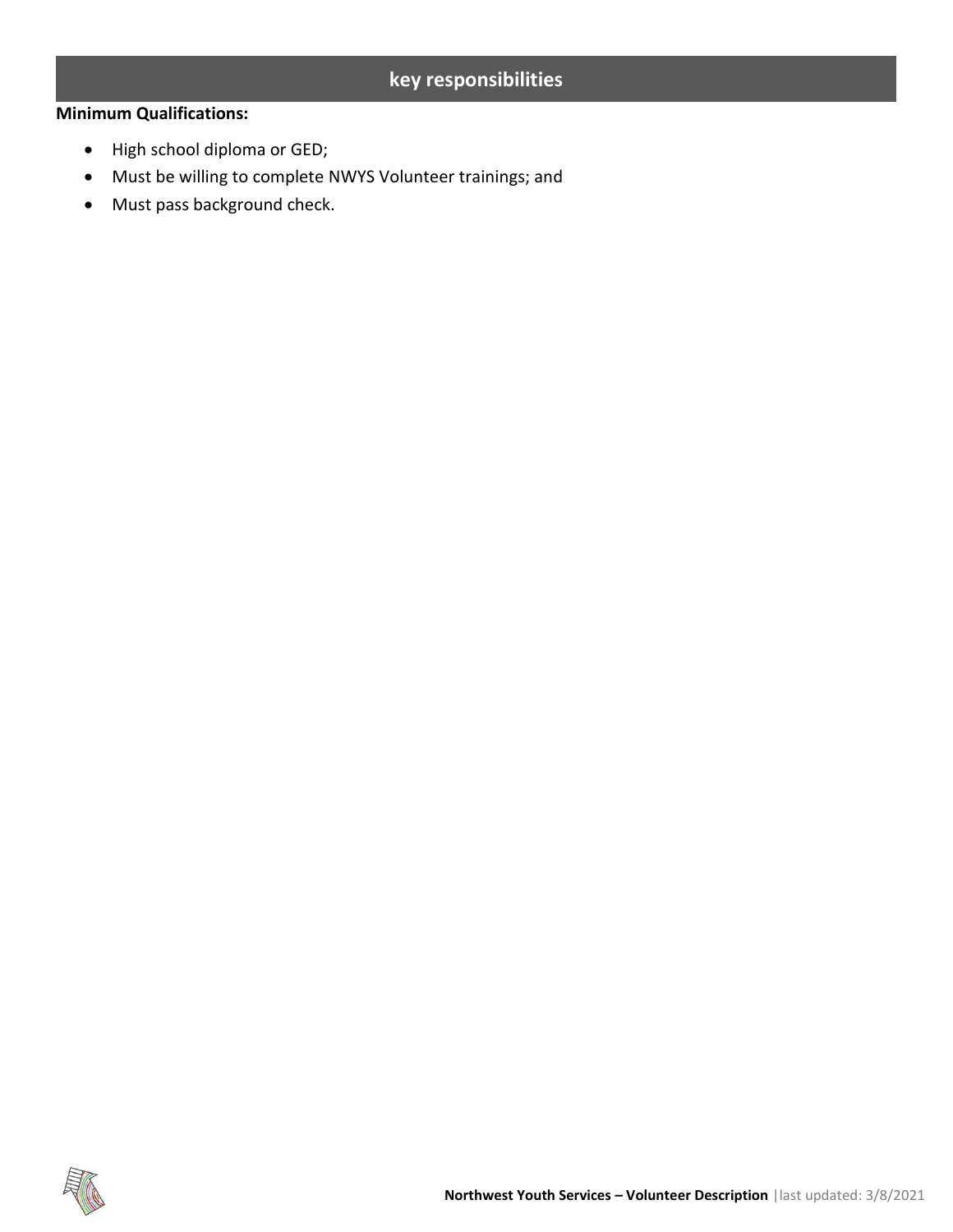## key responsibilities

**Minimum Qualifications:**

- High school diploma or GED;
- Must be willing to complete NWYS Volunteer trainings; and
- Must pass background check.